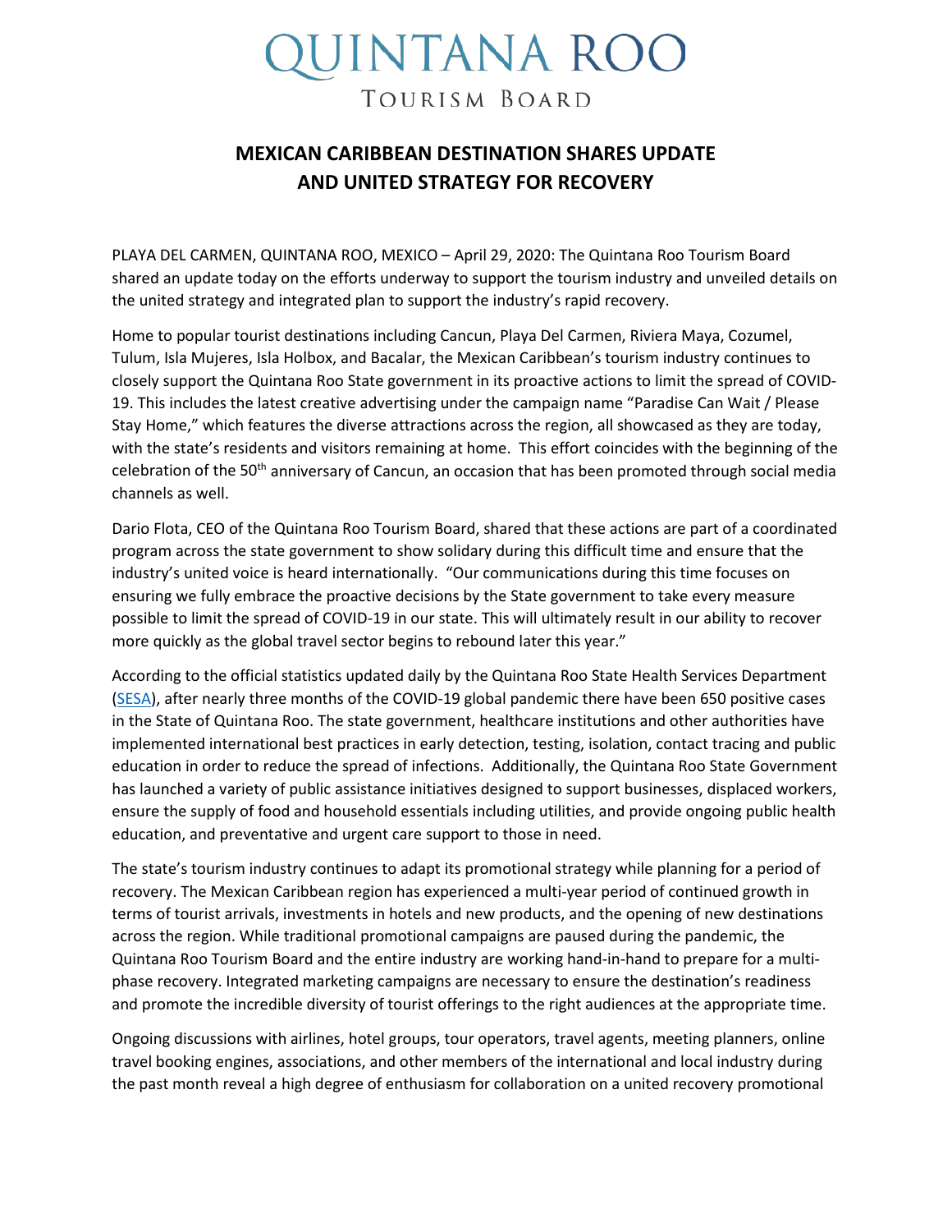# QUINTANA ROO

TOURISM BOARD

## MEXICAN CARIBBEAN DESTINATION SHARES UPDATE AND UNITED STRATEGY FOR RECOVERY

PLAYA DEL CARMEN, QUINTANA ROO, MEXICO – April 29, 2020: The Quintana Roo Tourism Board shared an update today on the efforts underway to support the tourism industry and unveiled details on the united strategy and integrated plan to support the industry's rapid recovery.

Home to popular tourist destinations including Cancun, Playa Del Carmen, Riviera Maya, Cozumel, Tulum, Isla Mujeres, Isla Holbox, and Bacalar, the Mexican Caribbean's tourism industry continues to closely support the Quintana Roo State government in its proactive actions to limit the spread of COVID-19. This includes the latest creative advertising under the campaign name "Paradise Can Wait / Please Stay Home," which features the diverse attractions across the region, all showcased as they are today, with the state's residents and visitors remaining at home. This effort coincides with the beginning of the celebration of the 50th anniversary of Cancun, an occasion that has been promoted through social media channels as well.

Dario Flota, CEO of the Quintana Roo Tourism Board, shared that these actions are part of a coordinated program across the state government to show solidary during this difficult time and ensure that the industry's united voice is heard internationally. "Our communications during this time focuses on ensuring we fully embrace the proactive decisions by the State government to take every measure possible to limit the spread of COVID-19 in our state. This will ultimately result in our ability to recover more quickly as the global travel sector begins to rebound later this year."

According to the official statistics updated daily by the Quintana Roo State Health Services Department (SESA), after nearly three months of the COVID-19 global pandemic there have been 650 positive cases in the State of Quintana Roo. The state government, healthcare institutions and other authorities have implemented international best practices in early detection, testing, isolation, contact tracing and public education in order to reduce the spread of infections. Additionally, the Quintana Roo State Government has launched a variety of public assistance initiatives designed to support businesses, displaced workers, ensure the supply of food and household essentials including utilities, and provide ongoing public health education, and preventative and urgent care support to those in need.

The state's tourism industry continues to adapt its promotional strategy while planning for a period of recovery. The Mexican Caribbean region has experienced a multi-year period of continued growth in terms of tourist arrivals, investments in hotels and new products, and the opening of new destinations across the region. While traditional promotional campaigns are paused during the pandemic, the Quintana Roo Tourism Board and the entire industry are working hand-in-hand to prepare for a multi-phase recovery. Integrated marketing campaigns are necessary to ensure the destination's readiness and promote the incredible diversity of tourist offerings to the right audiences at the appropriate time.

Ongoing discussions with airlines, hotel groups, tour operators, travel agents, meeting planners, online travel booking engines, associations, and other members of the international and local industry during the past month reveal a high degree of enthusiasm for collaboration on a united recovery promotional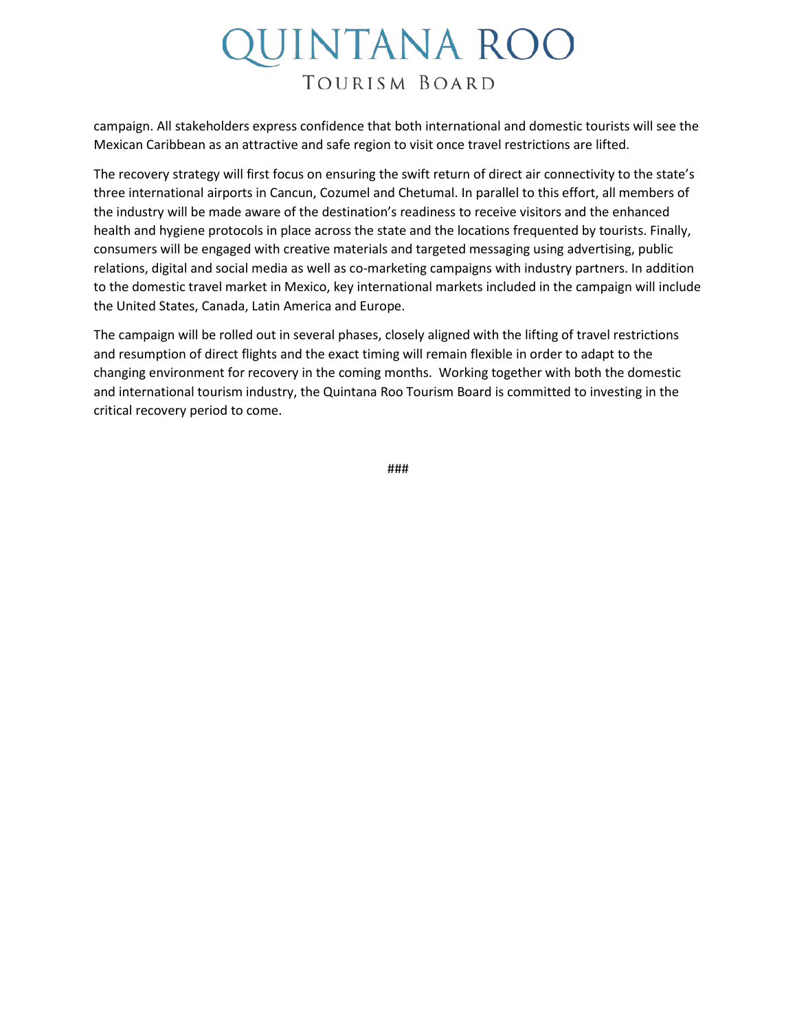campaign. All stakeholders express confidence that both international and domestic tourists will see the Mexican Caribbean as an attractive and safe region to visit once travel restrictions are lifted.

The recovery strategy will first focus on ensuring the swift return of direct air connectivity to the state's three international airports in Cancun, Cozumel and Chetumal. In parallel to this effort, all members of the industry will be made aware of the destination's readiness to receive visitors and the enhanced health and hygiene protocols in place across the state and the locations frequented by tourists. Finally, consumers will be engaged with creative materials and targeted messaging using advertising, public relations, digital and social media as well as co-marketing campaigns with industry partners. In addition to the domestic travel market in Mexico, key international markets included in the campaign will include the United States, Canada, Latin America and Europe.

The campaign will be rolled out in several phases, closely aligned with the lifting of travel restrictions and resumption of direct flights and the exact timing will remain flexible in order to adapt to the changing environment for recovery in the coming months. Working together with both the domestic and international tourism industry, the Quintana Roo Tourism Board is committed to investing in the critical recovery period to come.

###